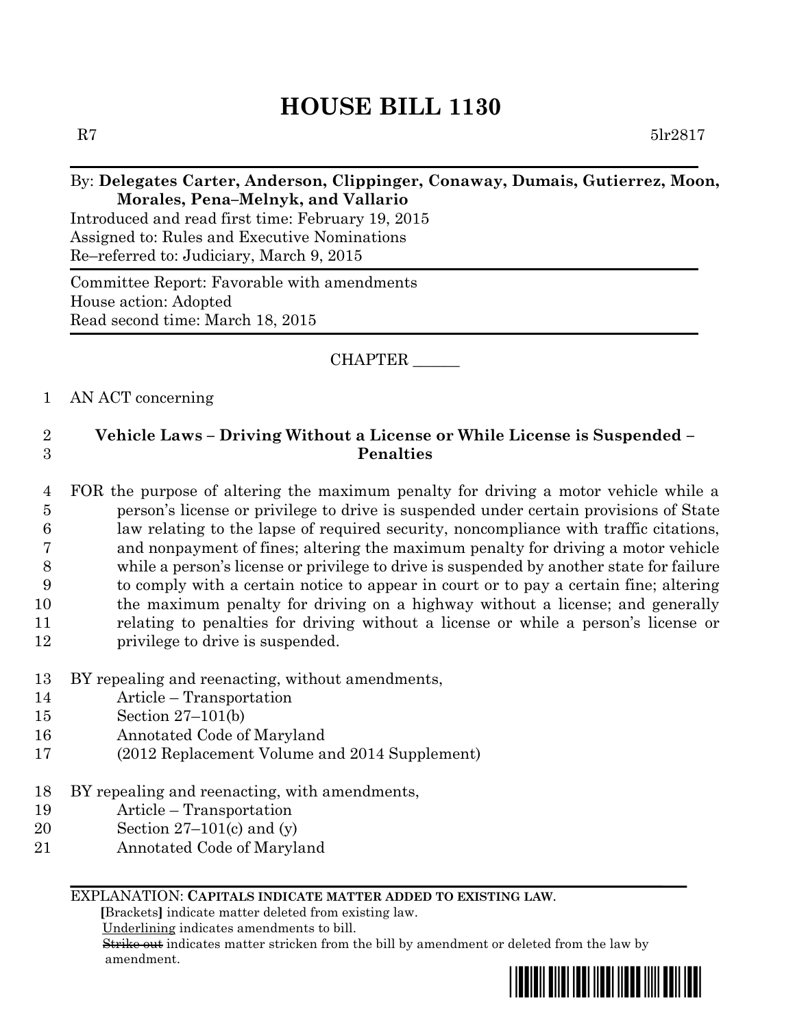# HOUSE BILL 1130

R7 5lr2817

By: **Delegates Carter, Anderson, Clippinger, Conaway, Dumais, Gutierrez, Moon, Morales, Pena–Melnyk, and Vallario**

Introduced and read first time: February 19, 2015
Assigned to: Rules and Executive Nominations
Re–referred to: Judiciary, March 9, 2015

Committee Report: Favorable with amendments
House action: Adopted
Read second time: March 18, 2015

CHAPTER ______

1 AN ACT concerning

2 **Vehicle Laws – Driving Without a License or While License is Suspended –**
3 **Penalties**

4 FOR the purpose of altering the maximum penalty for driving a motor vehicle while a
5 person's license or privilege to drive is suspended under certain provisions of State
6 law relating to the lapse of required security, noncompliance with traffic citations,
7 and nonpayment of fines; altering the maximum penalty for driving a motor vehicle
8 while a person's license or privilege to drive is suspended by another state for failure
9 to comply with a certain notice to appear in court or to pay a certain fine; altering
10 the maximum penalty for driving on a highway without a license; and generally
11 relating to penalties for driving without a license or while a person's license or
12 privilege to drive is suspended.

13 BY repealing and reenacting, without amendments,
14 Article – Transportation
15 Section 27–101(b)
16 Annotated Code of Maryland
17 (2012 Replacement Volume and 2014 Supplement)

18 BY repealing and reenacting, with amendments,
19 Article – Transportation
20 Section 27–101(c) and (y)
21 Annotated Code of Maryland

EXPLANATION: **CAPITALS INDICATE MATTER ADDED TO EXISTING LAW.**
**[**Brackets**]** indicate matter deleted from existing law.
Underlining indicates amendments to bill.
~~Strike out~~ indicates matter stricken from the bill by amendment or deleted from the law by amendment.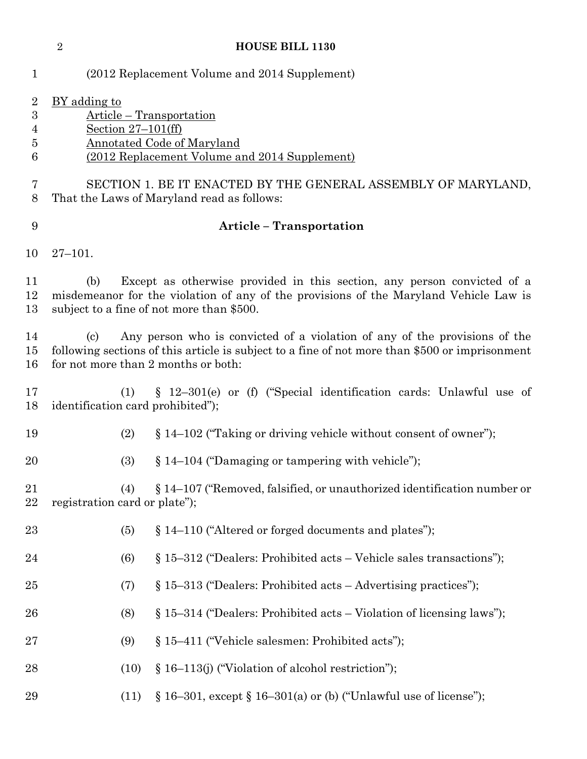(2012 Replacement Volume and 2014 Supplement)

BY adding to
Article – Transportation
Section 27–101(ff)
Annotated Code of Maryland
(2012 Replacement Volume and 2014 Supplement)

SECTION 1. BE IT ENACTED BY THE GENERAL ASSEMBLY OF MARYLAND, That the Laws of Maryland read as follows:

**Article – Transportation**

27–101.

(b) Except as otherwise provided in this section, any person convicted of a misdemeanor for the violation of any of the provisions of the Maryland Vehicle Law is subject to a fine of not more than $500.

(c) Any person who is convicted of a violation of any of the provisions of the following sections of this article is subject to a fine of not more than $500 or imprisonment for not more than 2 months or both:

(1) § 12–301(e) or (f) ("Special identification cards: Unlawful use of identification card prohibited");

(2) § 14–102 ("Taking or driving vehicle without consent of owner");

(3) § 14–104 ("Damaging or tampering with vehicle");

(4) § 14–107 ("Removed, falsified, or unauthorized identification number or registration card or plate");

(5) § 14–110 ("Altered or forged documents and plates");

(6) § 15–312 ("Dealers: Prohibited acts – Vehicle sales transactions");

(7) § 15–313 ("Dealers: Prohibited acts – Advertising practices");

(8) § 15–314 ("Dealers: Prohibited acts – Violation of licensing laws");

(9) § 15–411 ("Vehicle salesmen: Prohibited acts");

(10) § 16–113(j) ("Violation of alcohol restriction");

(11) § 16–301, except § 16–301(a) or (b) ("Unlawful use of license");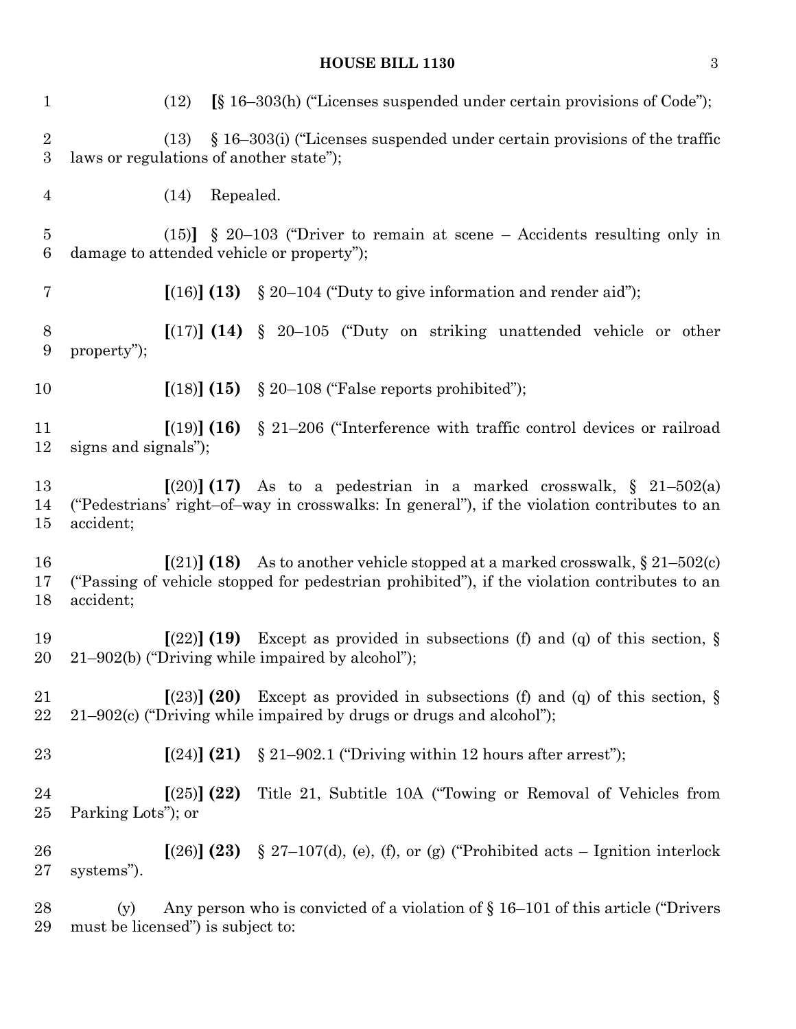(12) **[**§ 16–303(h) ("Licenses suspended under certain provisions of Code");

(13) § 16–303(i) ("Licenses suspended under certain provisions of the traffic laws or regulations of another state");

(14) Repealed.

(15)**]** § 20–103 ("Driver to remain at scene – Accidents resulting only in damage to attended vehicle or property");

**[**(16)**]** **(13)** § 20–104 ("Duty to give information and render aid");

**[**(17)**]** **(14)** § 20–105 ("Duty on striking unattended vehicle or other property");

**[**(18)**]** **(15)** § 20–108 ("False reports prohibited");

**[**(19)**]** **(16)** § 21–206 ("Interference with traffic control devices or railroad signs and signals");

**[**(20)**]** **(17)** As to a pedestrian in a marked crosswalk, § 21–502(a) ("Pedestrians' right–of–way in crosswalks: In general"), if the violation contributes to an accident;

**[**(21)**]** **(18)** As to another vehicle stopped at a marked crosswalk, § 21–502(c) ("Passing of vehicle stopped for pedestrian prohibited"), if the violation contributes to an accident;

**[**(22)**]** **(19)** Except as provided in subsections (f) and (q) of this section, § 21–902(b) ("Driving while impaired by alcohol");

**[**(23)**]** **(20)** Except as provided in subsections (f) and (q) of this section, § 21–902(c) ("Driving while impaired by drugs or drugs and alcohol");

**[**(24)**]** **(21)** § 21–902.1 ("Driving within 12 hours after arrest");

**[**(25)**]** **(22)** Title 21, Subtitle 10A ("Towing or Removal of Vehicles from Parking Lots"); or

**[**(26)**]** **(23)** § 27–107(d), (e), (f), or (g) ("Prohibited acts – Ignition interlock systems").

(y) Any person who is convicted of a violation of § 16–101 of this article ("Drivers must be licensed") is subject to: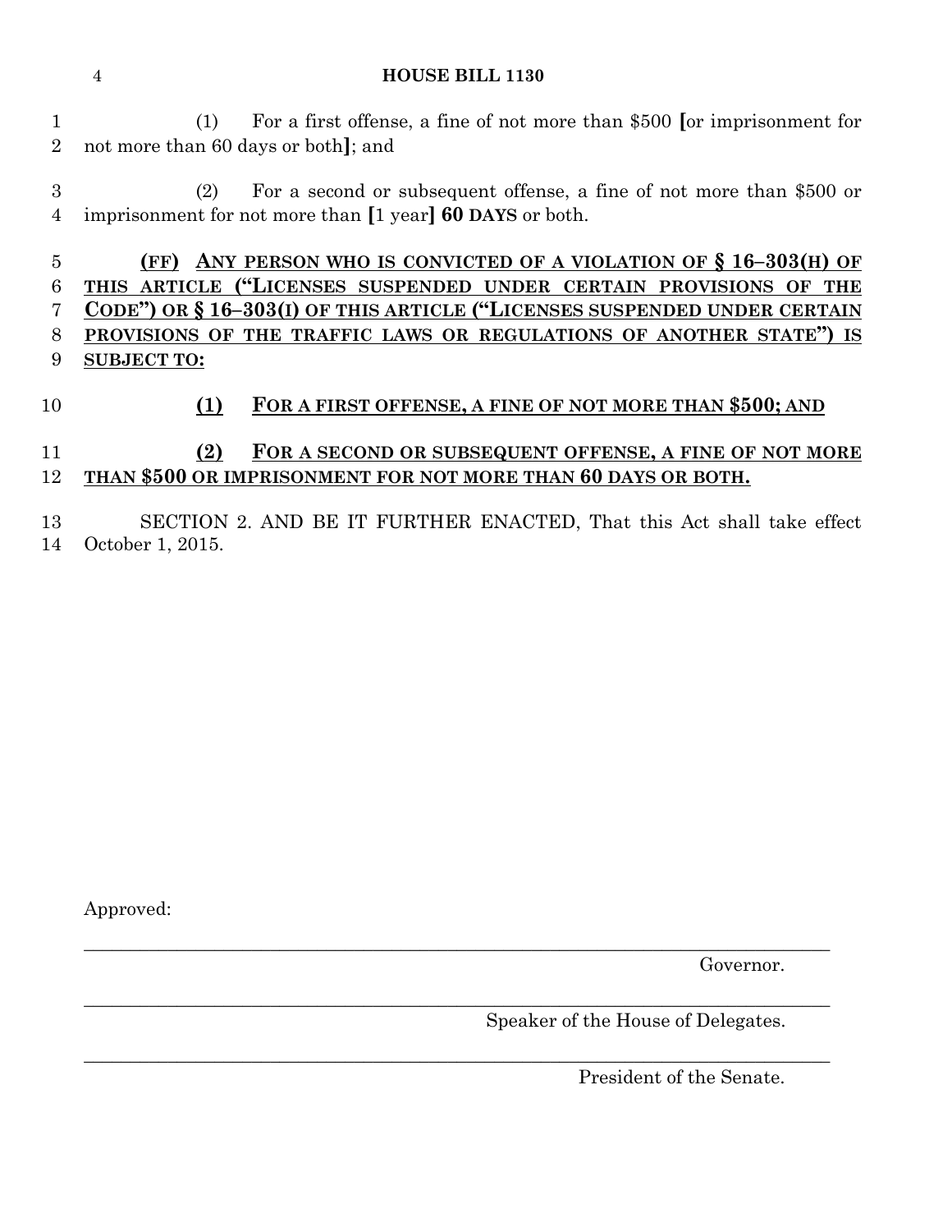(1) For a first offense, a fine of not more than $500 [or imprisonment for not more than 60 days or both]; and

(2) For a second or subsequent offense, a fine of not more than $500 or imprisonment for not more than [1 year] **60 DAYS** or both.

**(FF) ANY PERSON WHO IS CONVICTED OF A VIOLATION OF § 16–303(H) OF THIS ARTICLE ("LICENSES SUSPENDED UNDER CERTAIN PROVISIONS OF THE CODE") OR § 16–303(I) OF THIS ARTICLE ("LICENSES SUSPENDED UNDER CERTAIN PROVISIONS OF THE TRAFFIC LAWS OR REGULATIONS OF ANOTHER STATE") IS SUBJECT TO:**

**(1) FOR A FIRST OFFENSE, A FINE OF NOT MORE THAN $500; AND**

**(2) FOR A SECOND OR SUBSEQUENT OFFENSE, A FINE OF NOT MORE THAN $500 OR IMPRISONMENT FOR NOT MORE THAN 60 DAYS OR BOTH.**

SECTION 2. AND BE IT FURTHER ENACTED, That this Act shall take effect October 1, 2015.

Approved:

\_\_\_\_\_\_\_\_\_\_\_\_\_\_\_\_\_\_\_\_\_\_\_\_\_\_\_\_\_\_\_\_\_\_\_\_\_\_\_\_

Governor.

\_\_\_\_\_\_\_\_\_\_\_\_\_\_\_\_\_\_\_\_\_\_\_\_\_\_\_\_\_\_\_\_\_\_\_\_\_\_\_\_

Speaker of the House of Delegates.

\_\_\_\_\_\_\_\_\_\_\_\_\_\_\_\_\_\_\_\_\_\_\_\_\_\_\_\_\_\_\_\_\_\_\_\_\_\_\_\_

President of the Senate.